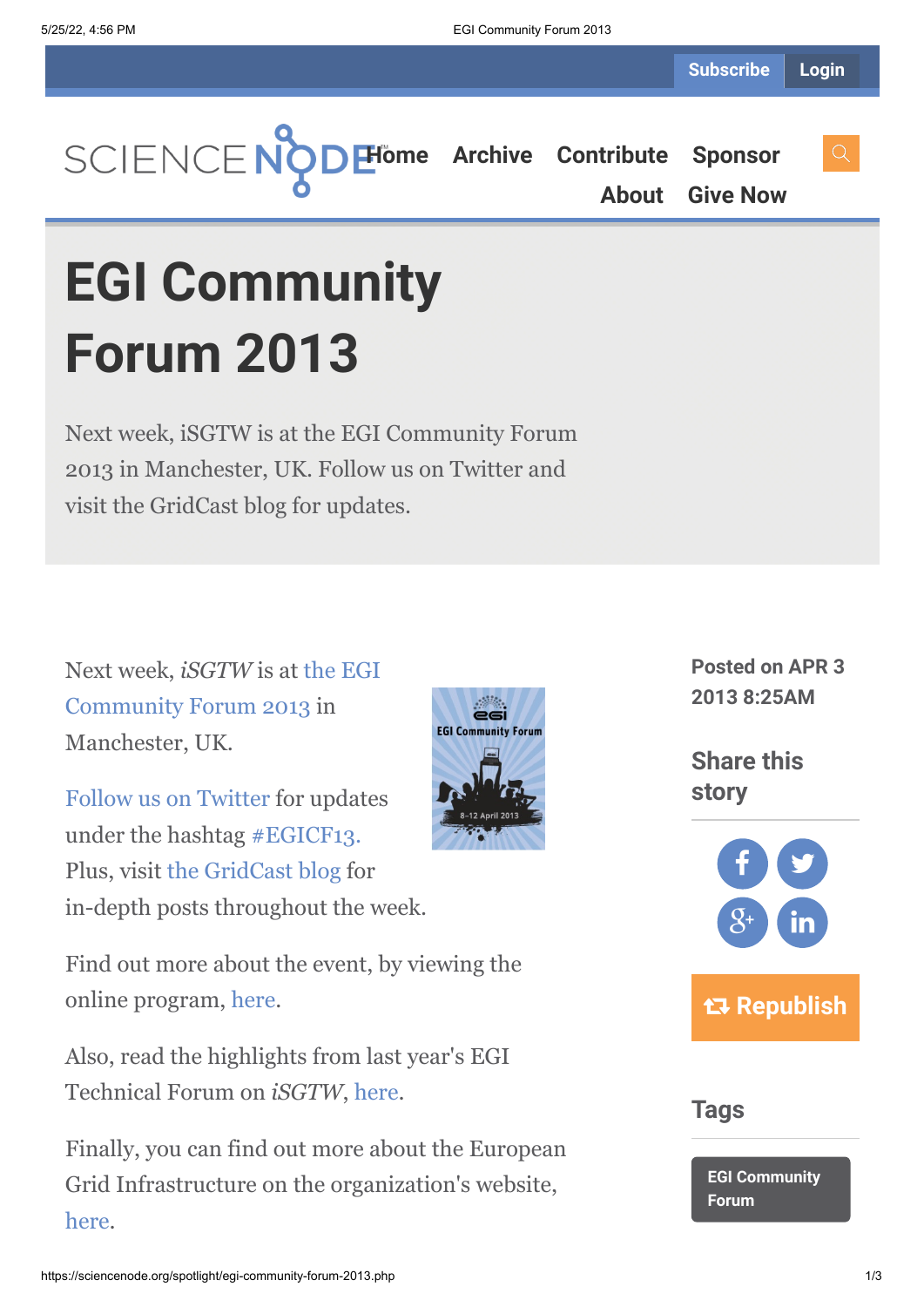Subscribe Login

SCIENCE NODE Home Archive Contribute Sponsor About Give Now

# EGI Community Forum 2013

Next week, iSGTW is at the EGI Community Forum 2013 in Manchester, UK. Follow us on Twitter and visit the GridCast blog for updates.

Next week, *iSGTW* is at the EGI Community Forum 2013 in Manchester, UK.

Follow us on Twitter for updates under the hashtag #EGICF13. Plus, visit the GridCast blog for in-depth posts throughout the week.

Find out more about the event, by viewing the online program, here.

Also, read the highlights from last year's EGI Technical Forum on *iSGTW*, here.

Finally, you can find out more about the European Grid Infrastructure on the organization's website, here.

**Posted on APR 3 2013 8:25AM**

## Share this story

Republish

## Tags

EGI Community Forum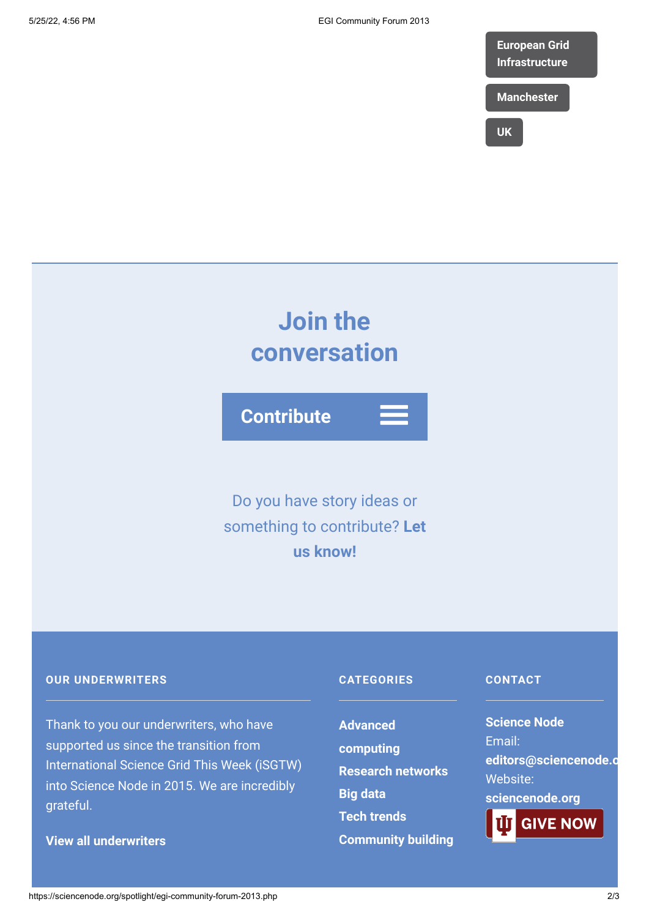European Grid Infrastructure

Manchester

UK

## Join the conversation

Contribute

Do you have story ideas or something to contribute? **Let us know!**

### OUR UNDERWRITERS

Thank to you our underwriters, who have supported us since the transition from International Science Grid This Week (iSGTW) into Science Node in 2015. We are incredibly grateful.

**View all underwriters**

### CATEGORIES

**Advanced computing**

**Research networks**

**Big data**

**Tech trends**

**Community building**

### CONTACT

**Science Node**

Email:

**editors@sciencenode.o**

Website:

**sciencenode.org**

GIVE NOW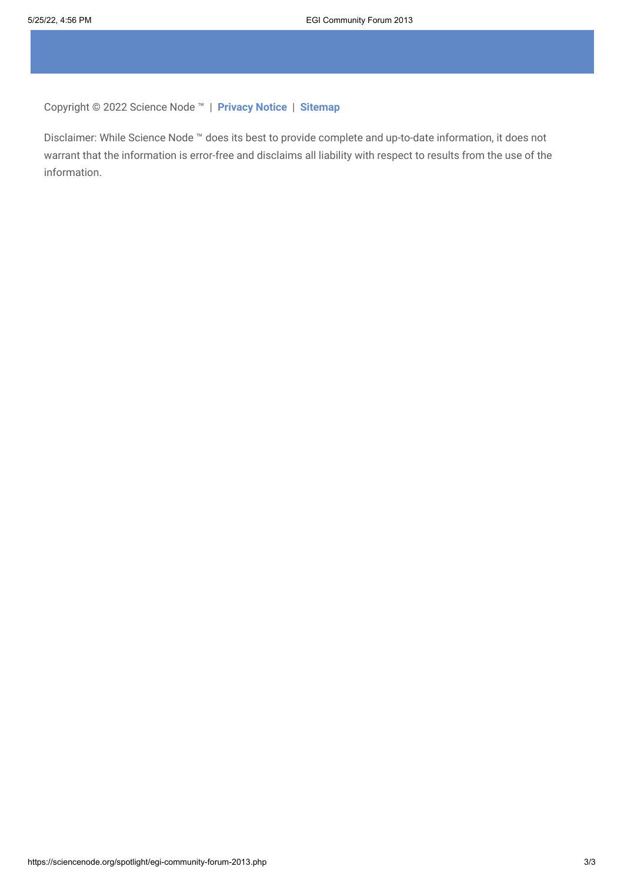Copyright © 2022 Science Node ™ | **Privacy Notice** | **Sitemap**

Disclaimer: While Science Node ™ does its best to provide complete and up-to-date information, it does not warrant that the information is error-free and disclaims all liability with respect to results from the use of the information.